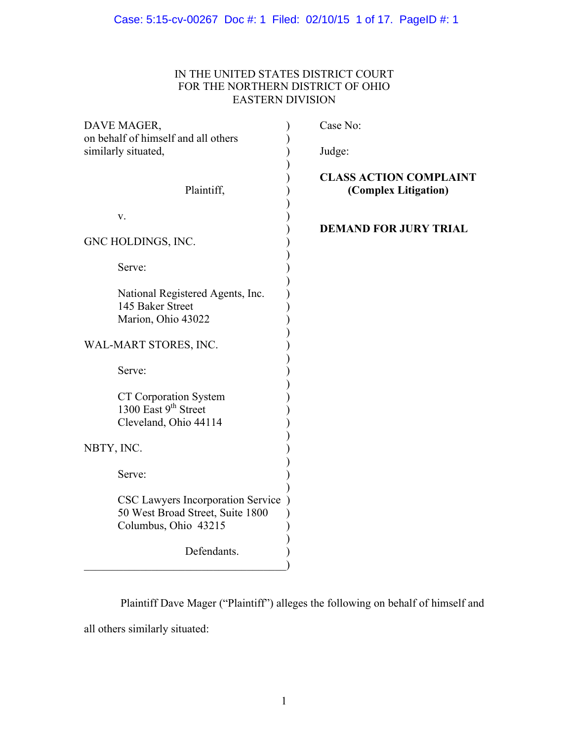IN THE UNITED STATES DISTRICT COURT
FOR THE NORTHERN DISTRICT OF OHIO
EASTERN DIVISION

| | |
|---|---|
| DAVE MAGER, on behalf of himself and all others similarly situated, | Case No: |
| | Judge: |
| Plaintiff, | **CLASS ACTION COMPLAINT (Complex Litigation)** |
| v. | **DEMAND FOR JURY TRIAL** |
| GNC HOLDINGS, INC. | |
| Serve: | |
| National Registered Agents, Inc.<br>145 Baker Street<br>Marion, Ohio 43022 | |
| WAL-MART STORES, INC. | |
| Serve: | |
| CT Corporation System<br>1300 East 9th Street<br>Cleveland, Ohio 44114 | |
| NBTY, INC. | |
| Serve: | |
| CSC Lawyers Incorporation Service<br>50 West Broad Street, Suite 1800<br>Columbus, Ohio 43215 | |
| Defendants. | |

Plaintiff Dave Mager ("Plaintiff") alleges the following on behalf of himself and all others similarly situated: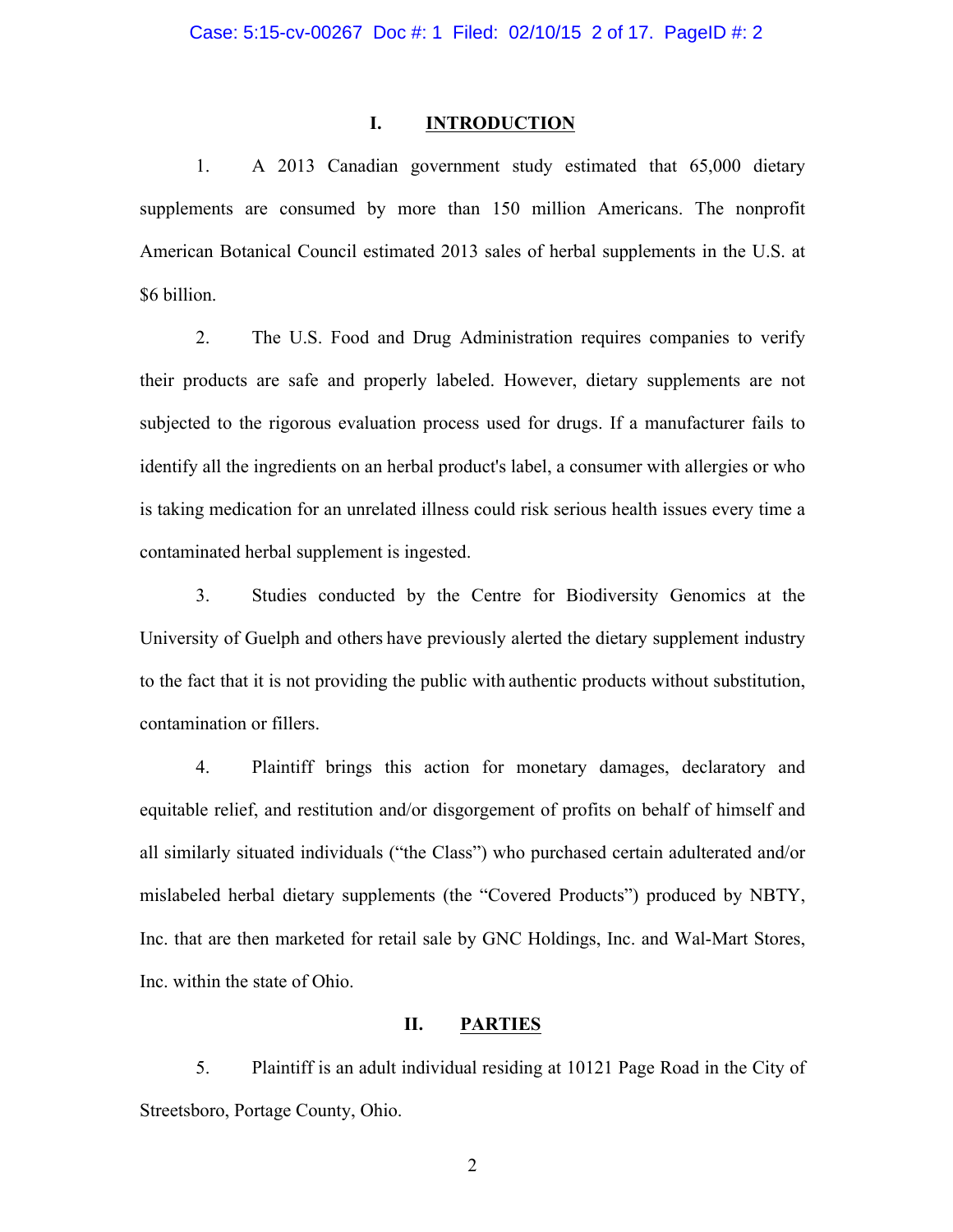## I. INTRODUCTION

1. A 2013 Canadian government study estimated that 65,000 dietary supplements are consumed by more than 150 million Americans. The nonprofit American Botanical Council estimated 2013 sales of herbal supplements in the U.S. at $6 billion.

2. The U.S. Food and Drug Administration requires companies to verify their products are safe and properly labeled. However, dietary supplements are not subjected to the rigorous evaluation process used for drugs. If a manufacturer fails to identify all the ingredients on an herbal product's label, a consumer with allergies or who is taking medication for an unrelated illness could risk serious health issues every time a contaminated herbal supplement is ingested.

3. Studies conducted by the Centre for Biodiversity Genomics at the University of Guelph and others have previously alerted the dietary supplement industry to the fact that it is not providing the public with authentic products without substitution, contamination or fillers.

4. Plaintiff brings this action for monetary damages, declaratory and equitable relief, and restitution and/or disgorgement of profits on behalf of himself and all similarly situated individuals ("the Class") who purchased certain adulterated and/or mislabeled herbal dietary supplements (the "Covered Products") produced by NBTY, Inc. that are then marketed for retail sale by GNC Holdings, Inc. and Wal-Mart Stores, Inc. within the state of Ohio.

## II. PARTIES

5. Plaintiff is an adult individual residing at 10121 Page Road in the City of Streetsboro, Portage County, Ohio.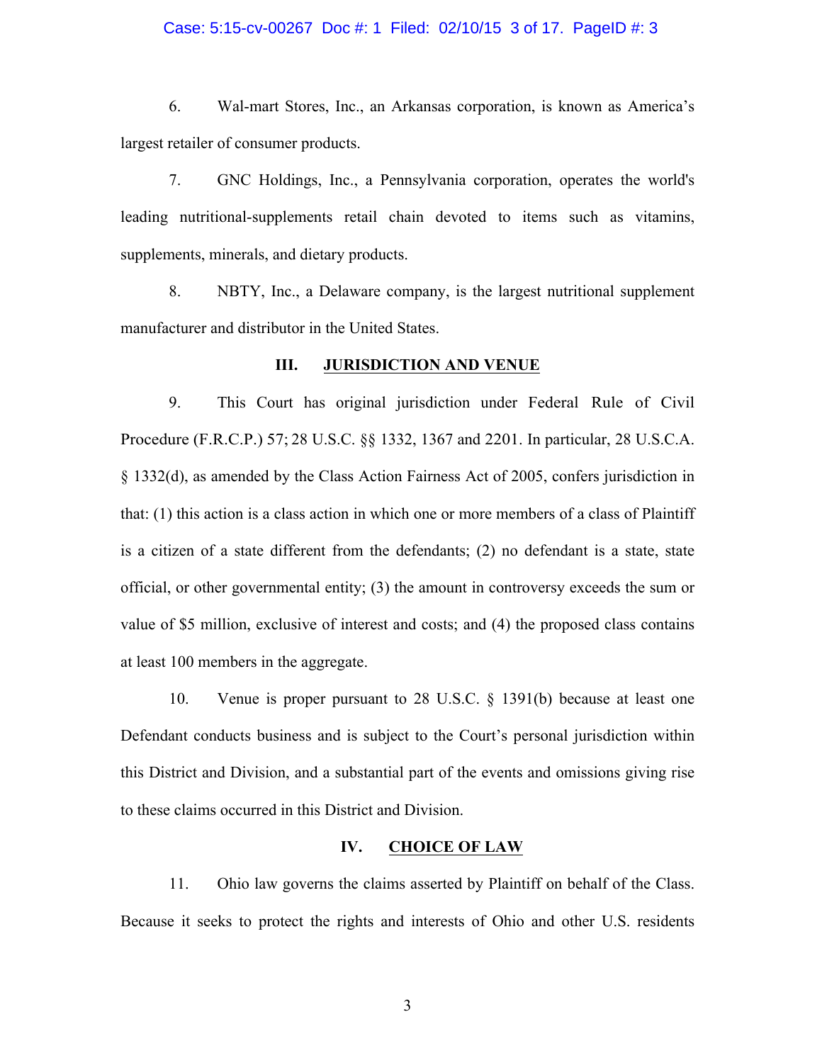6. Wal-mart Stores, Inc., an Arkansas corporation, is known as America's largest retailer of consumer products.

7. GNC Holdings, Inc., a Pennsylvania corporation, operates the world's leading nutritional-supplements retail chain devoted to items such as vitamins, supplements, minerals, and dietary products.

8. NBTY, Inc., a Delaware company, is the largest nutritional supplement manufacturer and distributor in the United States.

## III. JURISDICTION AND VENUE

9. This Court has original jurisdiction under Federal Rule of Civil Procedure (F.R.C.P.) 57; 28 U.S.C. §§ 1332, 1367 and 2201. In particular, 28 U.S.C.A. § 1332(d), as amended by the Class Action Fairness Act of 2005, confers jurisdiction in that: (1) this action is a class action in which one or more members of a class of Plaintiff is a citizen of a state different from the defendants; (2) no defendant is a state, state official, or other governmental entity; (3) the amount in controversy exceeds the sum or value of $5 million, exclusive of interest and costs; and (4) the proposed class contains at least 100 members in the aggregate.

10. Venue is proper pursuant to 28 U.S.C. § 1391(b) because at least one Defendant conducts business and is subject to the Court's personal jurisdiction within this District and Division, and a substantial part of the events and omissions giving rise to these claims occurred in this District and Division.

## IV. CHOICE OF LAW

11. Ohio law governs the claims asserted by Plaintiff on behalf of the Class. Because it seeks to protect the rights and interests of Ohio and other U.S. residents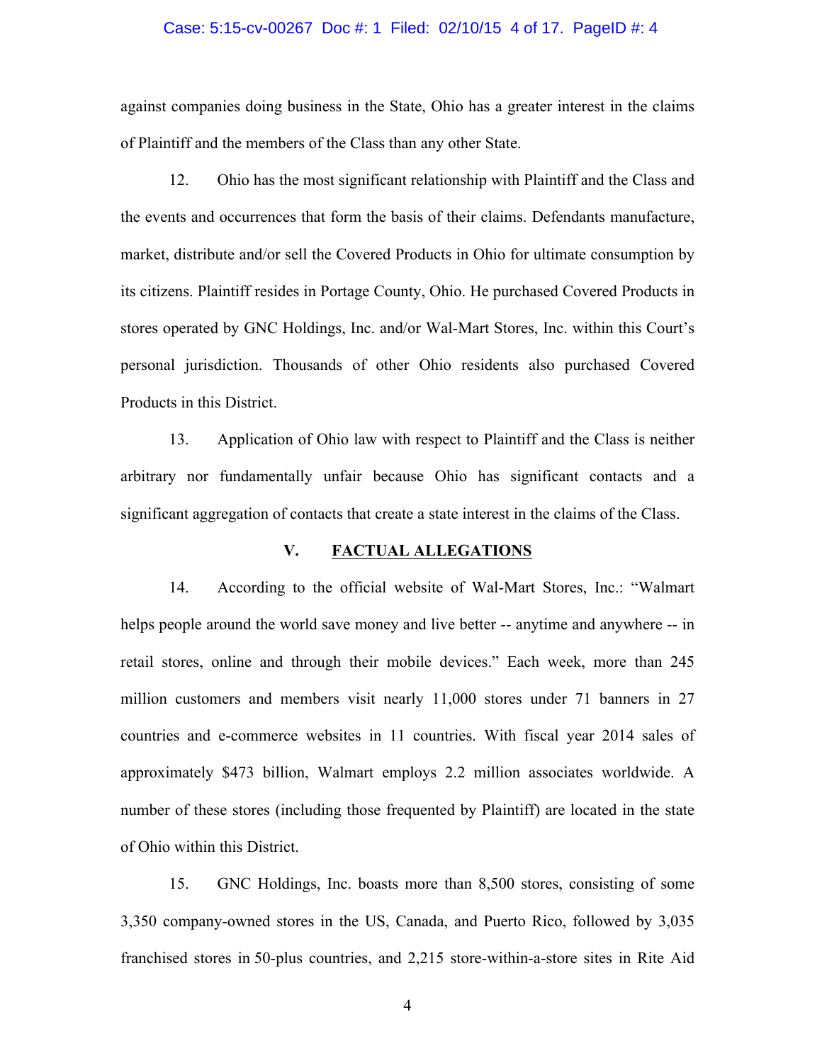against companies doing business in the State, Ohio has a greater interest in the claims of Plaintiff and the members of the Class than any other State.

12. Ohio has the most significant relationship with Plaintiff and the Class and the events and occurrences that form the basis of their claims. Defendants manufacture, market, distribute and/or sell the Covered Products in Ohio for ultimate consumption by its citizens. Plaintiff resides in Portage County, Ohio. He purchased Covered Products in stores operated by GNC Holdings, Inc. and/or Wal-Mart Stores, Inc. within this Court's personal jurisdiction. Thousands of other Ohio residents also purchased Covered Products in this District.

13. Application of Ohio law with respect to Plaintiff and the Class is neither arbitrary nor fundamentally unfair because Ohio has significant contacts and a significant aggregation of contacts that create a state interest in the claims of the Class.

## V. FACTUAL ALLEGATIONS

14. According to the official website of Wal-Mart Stores, Inc.: "Walmart helps people around the world save money and live better -- anytime and anywhere -- in retail stores, online and through their mobile devices." Each week, more than 245 million customers and members visit nearly 11,000 stores under 71 banners in 27 countries and e-commerce websites in 11 countries. With fiscal year 2014 sales of approximately $473 billion, Walmart employs 2.2 million associates worldwide. A number of these stores (including those frequented by Plaintiff) are located in the state of Ohio within this District.

15. GNC Holdings, Inc. boasts more than 8,500 stores, consisting of some 3,350 company-owned stores in the US, Canada, and Puerto Rico, followed by 3,035 franchised stores in 50-plus countries, and 2,215 store-within-a-store sites in Rite Aid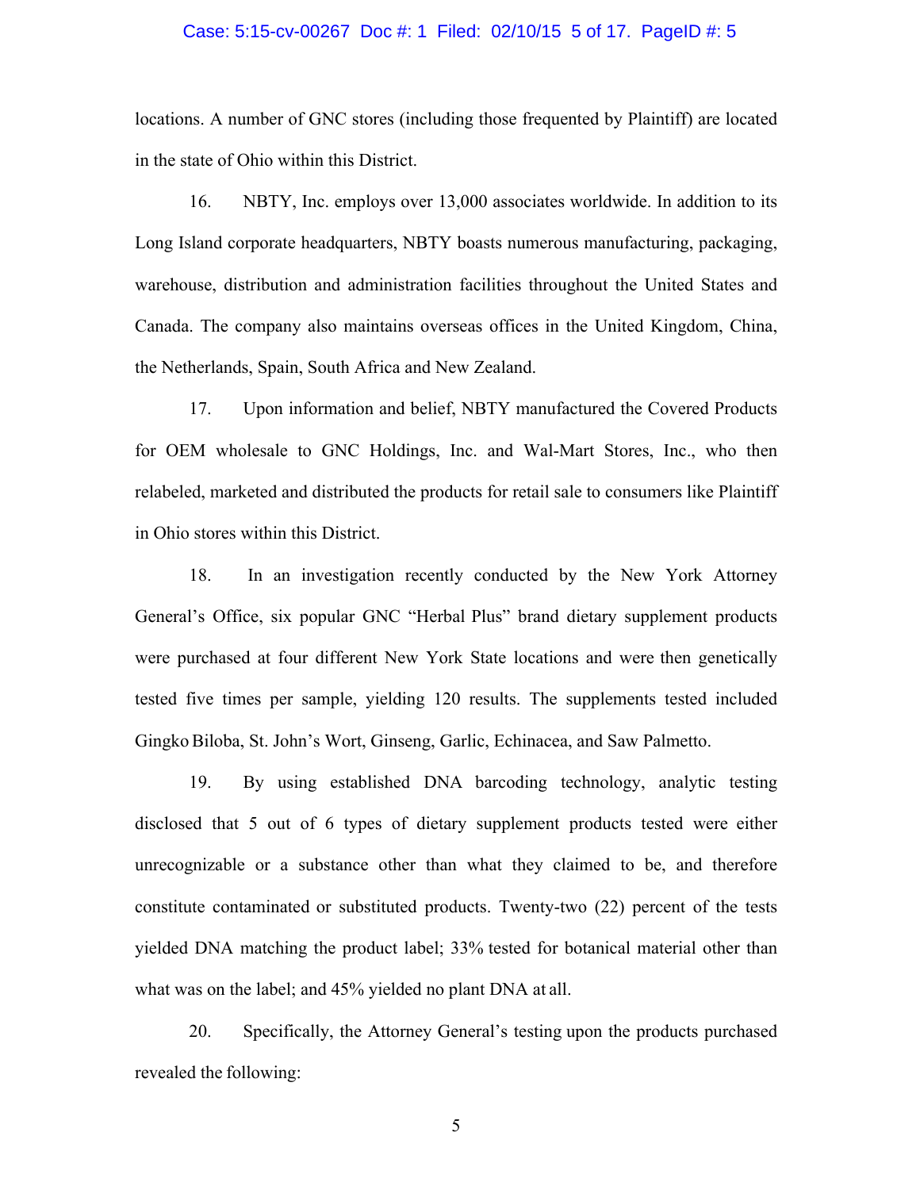locations. A number of GNC stores (including those frequented by Plaintiff) are located in the state of Ohio within this District.

16. NBTY, Inc. employs over 13,000 associates worldwide. In addition to its Long Island corporate headquarters, NBTY boasts numerous manufacturing, packaging, warehouse, distribution and administration facilities throughout the United States and Canada. The company also maintains overseas offices in the United Kingdom, China, the Netherlands, Spain, South Africa and New Zealand.

17. Upon information and belief, NBTY manufactured the Covered Products for OEM wholesale to GNC Holdings, Inc. and Wal-Mart Stores, Inc., who then relabeled, marketed and distributed the products for retail sale to consumers like Plaintiff in Ohio stores within this District.

18. In an investigation recently conducted by the New York Attorney General's Office, six popular GNC "Herbal Plus" brand dietary supplement products were purchased at four different New York State locations and were then genetically tested five times per sample, yielding 120 results. The supplements tested included Gingko Biloba, St. John's Wort, Ginseng, Garlic, Echinacea, and Saw Palmetto.

19. By using established DNA barcoding technology, analytic testing disclosed that 5 out of 6 types of dietary supplement products tested were either unrecognizable or a substance other than what they claimed to be, and therefore constitute contaminated or substituted products. Twenty-two (22) percent of the tests yielded DNA matching the product label; 33% tested for botanical material other than what was on the label; and 45% yielded no plant DNA at all.

20. Specifically, the Attorney General's testing upon the products purchased revealed the following: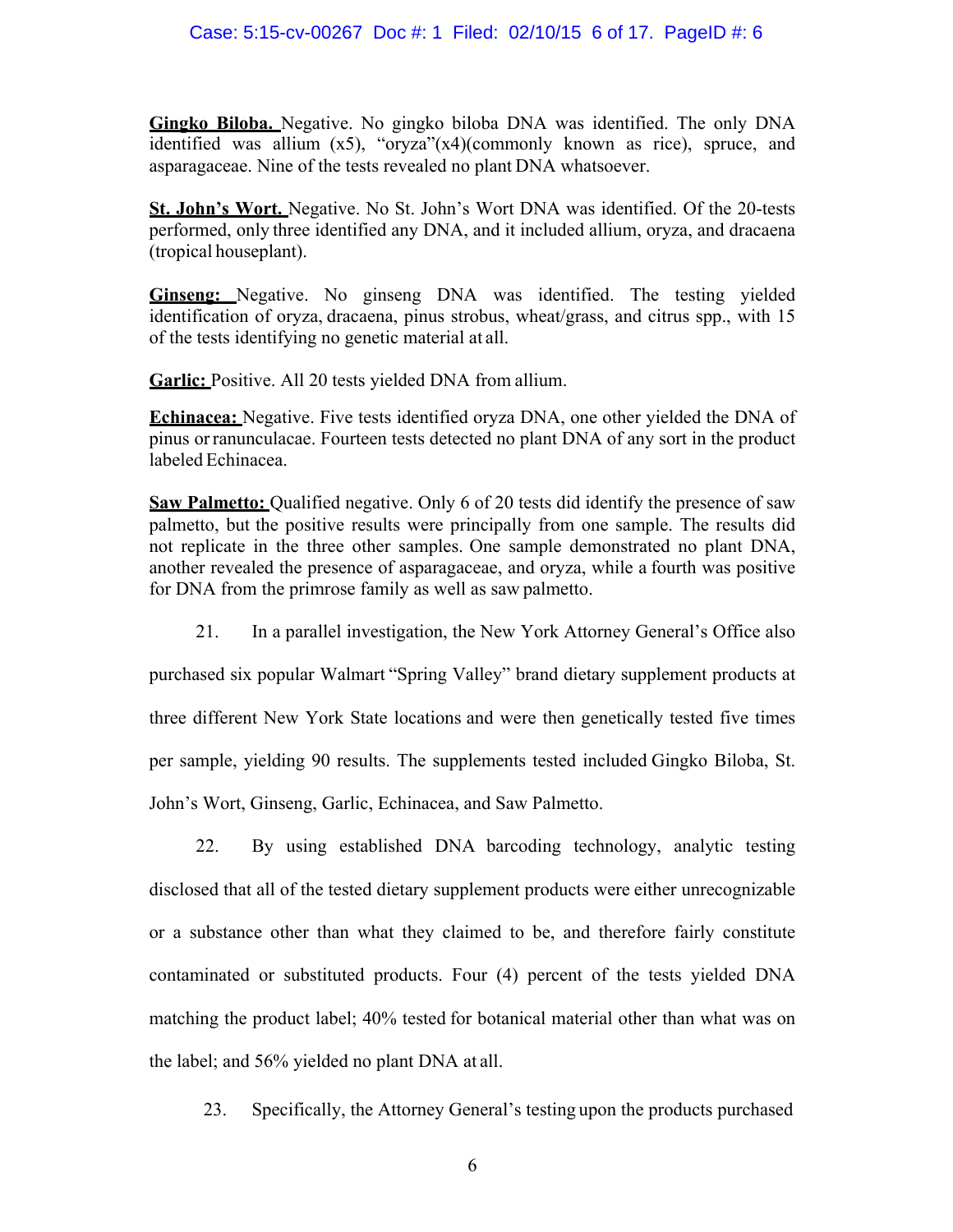**Gingko Biloba.** Negative. No gingko biloba DNA was identified. The only DNA identified was allium (x5), "oryza"(x4)(commonly known as rice), spruce, and asparagaceae. Nine of the tests revealed no plant DNA whatsoever.

**St. John's Wort.** Negative. No St. John's Wort DNA was identified. Of the 20-tests performed, only three identified any DNA, and it included allium, oryza, and dracaena (tropical houseplant).

**Ginseng:** Negative. No ginseng DNA was identified. The testing yielded identification of oryza, dracaena, pinus strobus, wheat/grass, and citrus spp., with 15 of the tests identifying no genetic material at all.

**Garlic:** Positive. All 20 tests yielded DNA from allium.

**Echinacea:** Negative. Five tests identified oryza DNA, one other yielded the DNA of pinus or ranunculacae. Fourteen tests detected no plant DNA of any sort in the product labeled Echinacea.

**Saw Palmetto:** Qualified negative. Only 6 of 20 tests did identify the presence of saw palmetto, but the positive results were principally from one sample. The results did not replicate in the three other samples. One sample demonstrated no plant DNA, another revealed the presence of asparagaceae, and oryza, while a fourth was positive for DNA from the primrose family as well as saw palmetto.

21. In a parallel investigation, the New York Attorney General's Office also purchased six popular Walmart "Spring Valley" brand dietary supplement products at three different New York State locations and were then genetically tested five times per sample, yielding 90 results. The supplements tested included Gingko Biloba, St. John's Wort, Ginseng, Garlic, Echinacea, and Saw Palmetto.

22. By using established DNA barcoding technology, analytic testing disclosed that all of the tested dietary supplement products were either unrecognizable or a substance other than what they claimed to be, and therefore fairly constitute contaminated or substituted products. Four (4) percent of the tests yielded DNA matching the product label; 40% tested for botanical material other than what was on the label; and 56% yielded no plant DNA at all.

23. Specifically, the Attorney General's testing upon the products purchased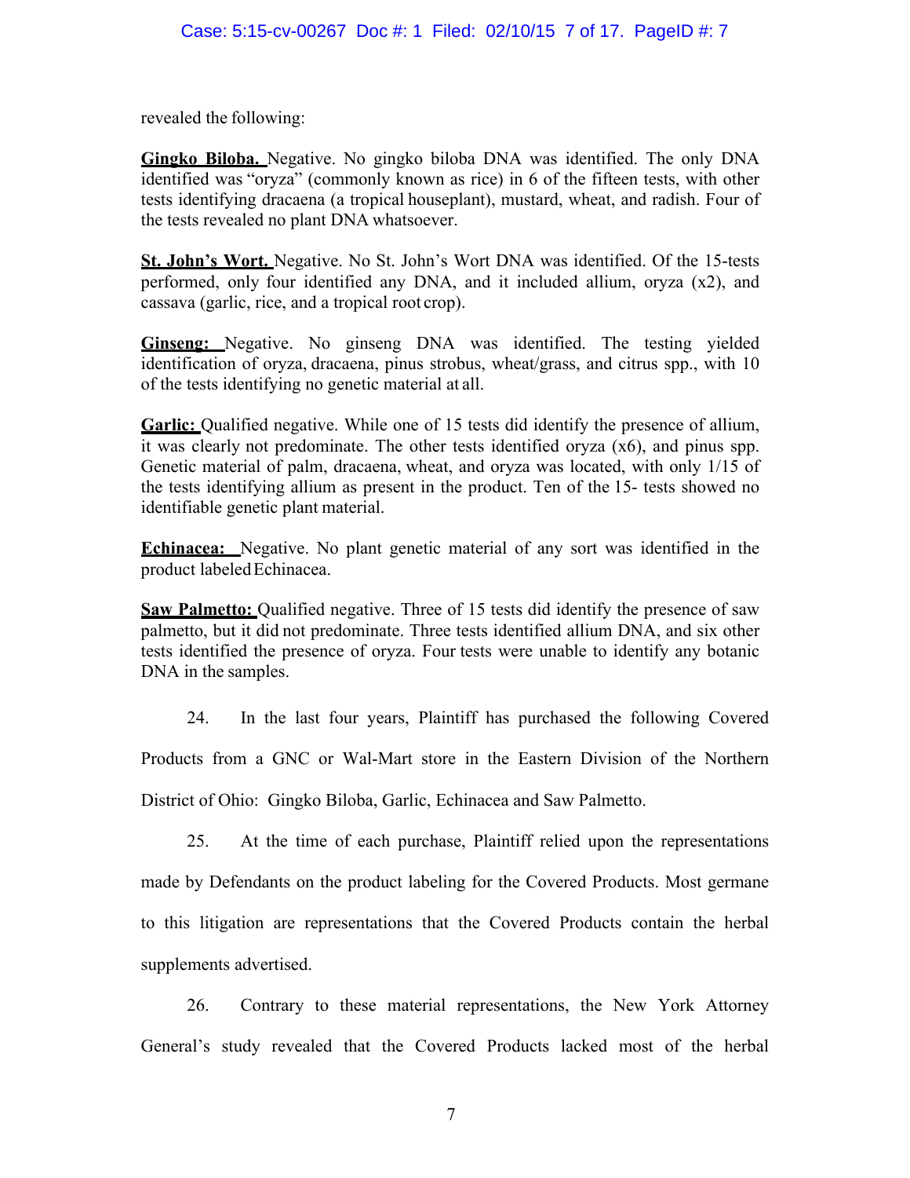revealed the following:

**Gingko Biloba.** Negative. No gingko biloba DNA was identified. The only DNA identified was "oryza" (commonly known as rice) in 6 of the fifteen tests, with other tests identifying dracaena (a tropical houseplant), mustard, wheat, and radish. Four of the tests revealed no plant DNA whatsoever.

**St. John's Wort.** Negative. No St. John's Wort DNA was identified. Of the 15-tests performed, only four identified any DNA, and it included allium, oryza (x2), and cassava (garlic, rice, and a tropical root crop).

**Ginseng:** Negative. No ginseng DNA was identified. The testing yielded identification of oryza, dracaena, pinus strobus, wheat/grass, and citrus spp., with 10 of the tests identifying no genetic material at all.

**Garlic:** Qualified negative. While one of 15 tests did identify the presence of allium, it was clearly not predominate. The other tests identified oryza (x6), and pinus spp. Genetic material of palm, dracaena, wheat, and oryza was located, with only 1/15 of the tests identifying allium as present in the product. Ten of the 15- tests showed no identifiable genetic plant material.

**Echinacea:** Negative. No plant genetic material of any sort was identified in the product labeled Echinacea.

**Saw Palmetto:** Qualified negative. Three of 15 tests did identify the presence of saw palmetto, but it did not predominate. Three tests identified allium DNA, and six other tests identified the presence of oryza. Four tests were unable to identify any botanic DNA in the samples.

24. In the last four years, Plaintiff has purchased the following Covered Products from a GNC or Wal-Mart store in the Eastern Division of the Northern District of Ohio: Gingko Biloba, Garlic, Echinacea and Saw Palmetto.

25. At the time of each purchase, Plaintiff relied upon the representations made by Defendants on the product labeling for the Covered Products. Most germane to this litigation are representations that the Covered Products contain the herbal supplements advertised.

26. Contrary to these material representations, the New York Attorney General's study revealed that the Covered Products lacked most of the herbal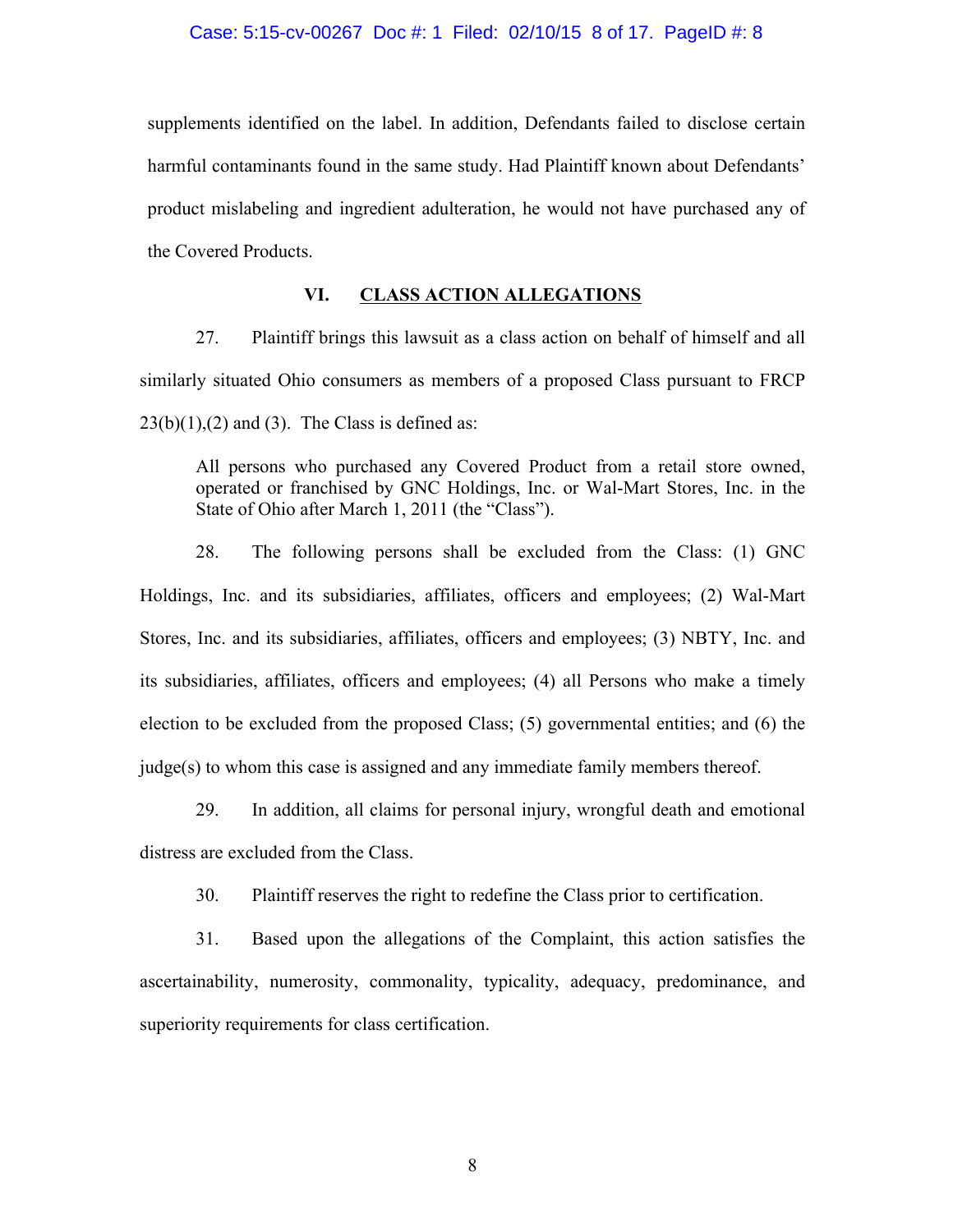supplements identified on the label. In addition, Defendants failed to disclose certain harmful contaminants found in the same study. Had Plaintiff known about Defendants' product mislabeling and ingredient adulteration, he would not have purchased any of the Covered Products.

## VI. CLASS ACTION ALLEGATIONS

27. Plaintiff brings this lawsuit as a class action on behalf of himself and all similarly situated Ohio consumers as members of a proposed Class pursuant to FRCP 23(b)(1),(2) and (3). The Class is defined as:

> All persons who purchased any Covered Product from a retail store owned, operated or franchised by GNC Holdings, Inc. or Wal-Mart Stores, Inc. in the State of Ohio after March 1, 2011 (the "Class").

28. The following persons shall be excluded from the Class: (1) GNC Holdings, Inc. and its subsidiaries, affiliates, officers and employees; (2) Wal-Mart Stores, Inc. and its subsidiaries, affiliates, officers and employees; (3) NBTY, Inc. and its subsidiaries, affiliates, officers and employees; (4) all Persons who make a timely election to be excluded from the proposed Class; (5) governmental entities; and (6) the judge(s) to whom this case is assigned and any immediate family members thereof.

29. In addition, all claims for personal injury, wrongful death and emotional distress are excluded from the Class.

30. Plaintiff reserves the right to redefine the Class prior to certification.

31. Based upon the allegations of the Complaint, this action satisfies the ascertainability, numerosity, commonality, typicality, adequacy, predominance, and superiority requirements for class certification.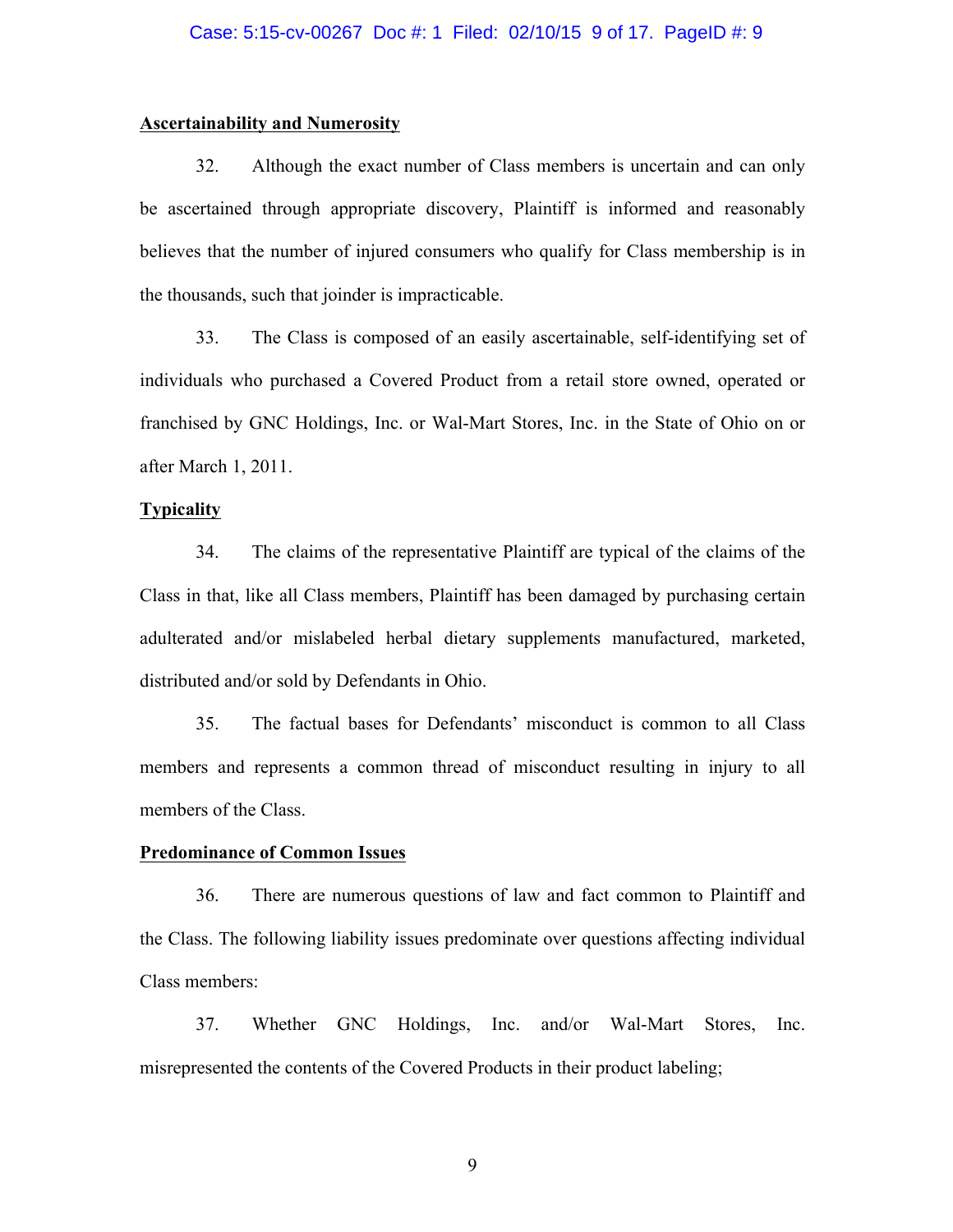**Ascertainability and Numerosity**

32. Although the exact number of Class members is uncertain and can only be ascertained through appropriate discovery, Plaintiff is informed and reasonably believes that the number of injured consumers who qualify for Class membership is in the thousands, such that joinder is impracticable.

33. The Class is composed of an easily ascertainable, self-identifying set of individuals who purchased a Covered Product from a retail store owned, operated or franchised by GNC Holdings, Inc. or Wal-Mart Stores, Inc. in the State of Ohio on or after March 1, 2011.

**Typicality**

34. The claims of the representative Plaintiff are typical of the claims of the Class in that, like all Class members, Plaintiff has been damaged by purchasing certain adulterated and/or mislabeled herbal dietary supplements manufactured, marketed, distributed and/or sold by Defendants in Ohio.

35. The factual bases for Defendants' misconduct is common to all Class members and represents a common thread of misconduct resulting in injury to all members of the Class.

**Predominance of Common Issues**

36. There are numerous questions of law and fact common to Plaintiff and the Class. The following liability issues predominate over questions affecting individual Class members:

37. Whether GNC Holdings, Inc. and/or Wal-Mart Stores, Inc. misrepresented the contents of the Covered Products in their product labeling;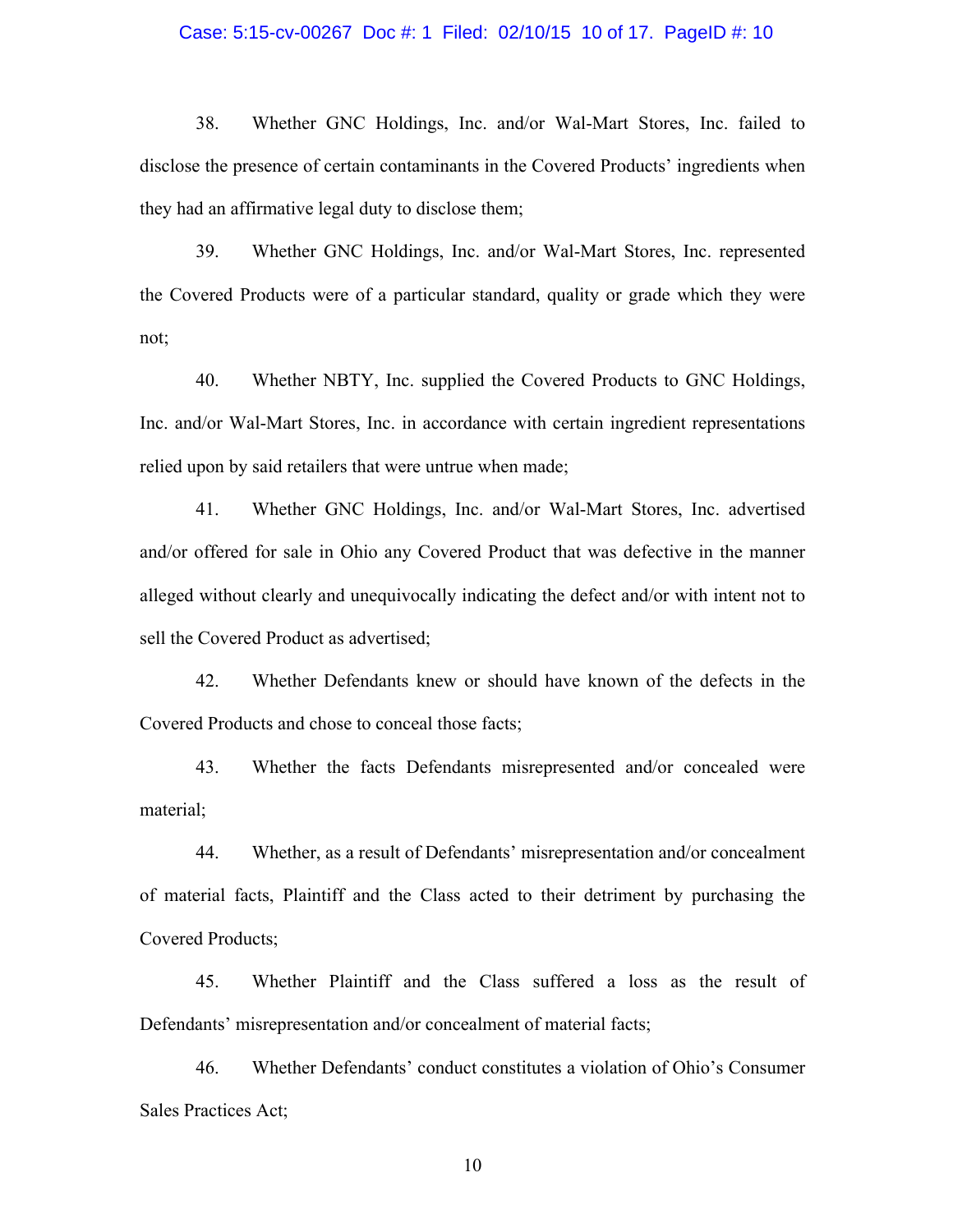38. Whether GNC Holdings, Inc. and/or Wal-Mart Stores, Inc. failed to disclose the presence of certain contaminants in the Covered Products' ingredients when they had an affirmative legal duty to disclose them;

39. Whether GNC Holdings, Inc. and/or Wal-Mart Stores, Inc. represented the Covered Products were of a particular standard, quality or grade which they were not;

40. Whether NBTY, Inc. supplied the Covered Products to GNC Holdings, Inc. and/or Wal-Mart Stores, Inc. in accordance with certain ingredient representations relied upon by said retailers that were untrue when made;

41. Whether GNC Holdings, Inc. and/or Wal-Mart Stores, Inc. advertised and/or offered for sale in Ohio any Covered Product that was defective in the manner alleged without clearly and unequivocally indicating the defect and/or with intent not to sell the Covered Product as advertised;

42. Whether Defendants knew or should have known of the defects in the Covered Products and chose to conceal those facts;

43. Whether the facts Defendants misrepresented and/or concealed were material;

44. Whether, as a result of Defendants' misrepresentation and/or concealment of material facts, Plaintiff and the Class acted to their detriment by purchasing the Covered Products;

45. Whether Plaintiff and the Class suffered a loss as the result of Defendants' misrepresentation and/or concealment of material facts;

46. Whether Defendants' conduct constitutes a violation of Ohio's Consumer Sales Practices Act;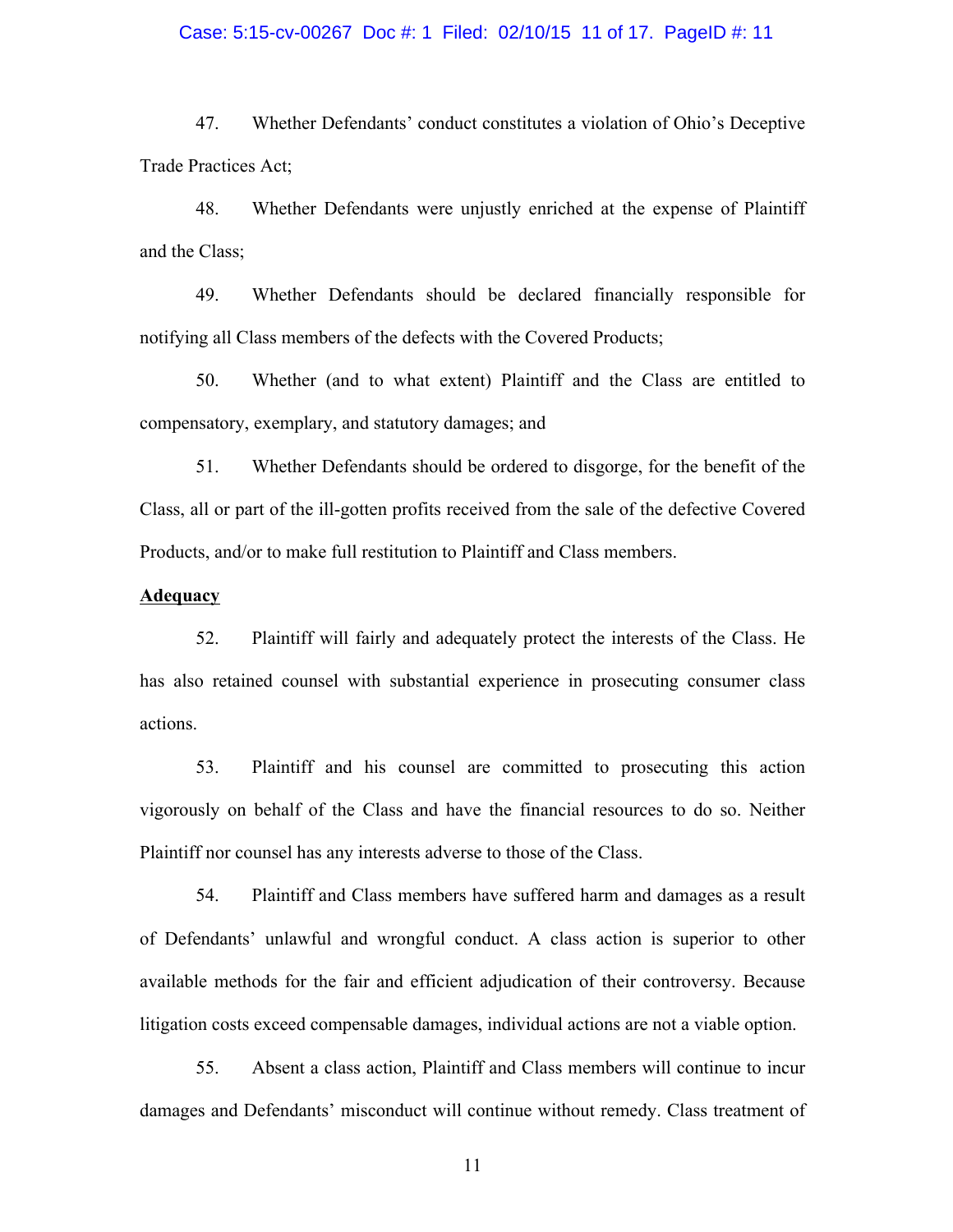47. Whether Defendants' conduct constitutes a violation of Ohio's Deceptive Trade Practices Act;

48. Whether Defendants were unjustly enriched at the expense of Plaintiff and the Class;

49. Whether Defendants should be declared financially responsible for notifying all Class members of the defects with the Covered Products;

50. Whether (and to what extent) Plaintiff and the Class are entitled to compensatory, exemplary, and statutory damages; and

51. Whether Defendants should be ordered to disgorge, for the benefit of the Class, all or part of the ill-gotten profits received from the sale of the defective Covered Products, and/or to make full restitution to Plaintiff and Class members.

**Adequacy**

52. Plaintiff will fairly and adequately protect the interests of the Class. He has also retained counsel with substantial experience in prosecuting consumer class actions.

53. Plaintiff and his counsel are committed to prosecuting this action vigorously on behalf of the Class and have the financial resources to do so. Neither Plaintiff nor counsel has any interests adverse to those of the Class.

54. Plaintiff and Class members have suffered harm and damages as a result of Defendants' unlawful and wrongful conduct. A class action is superior to other available methods for the fair and efficient adjudication of their controversy. Because litigation costs exceed compensable damages, individual actions are not a viable option.

55. Absent a class action, Plaintiff and Class members will continue to incur damages and Defendants' misconduct will continue without remedy. Class treatment of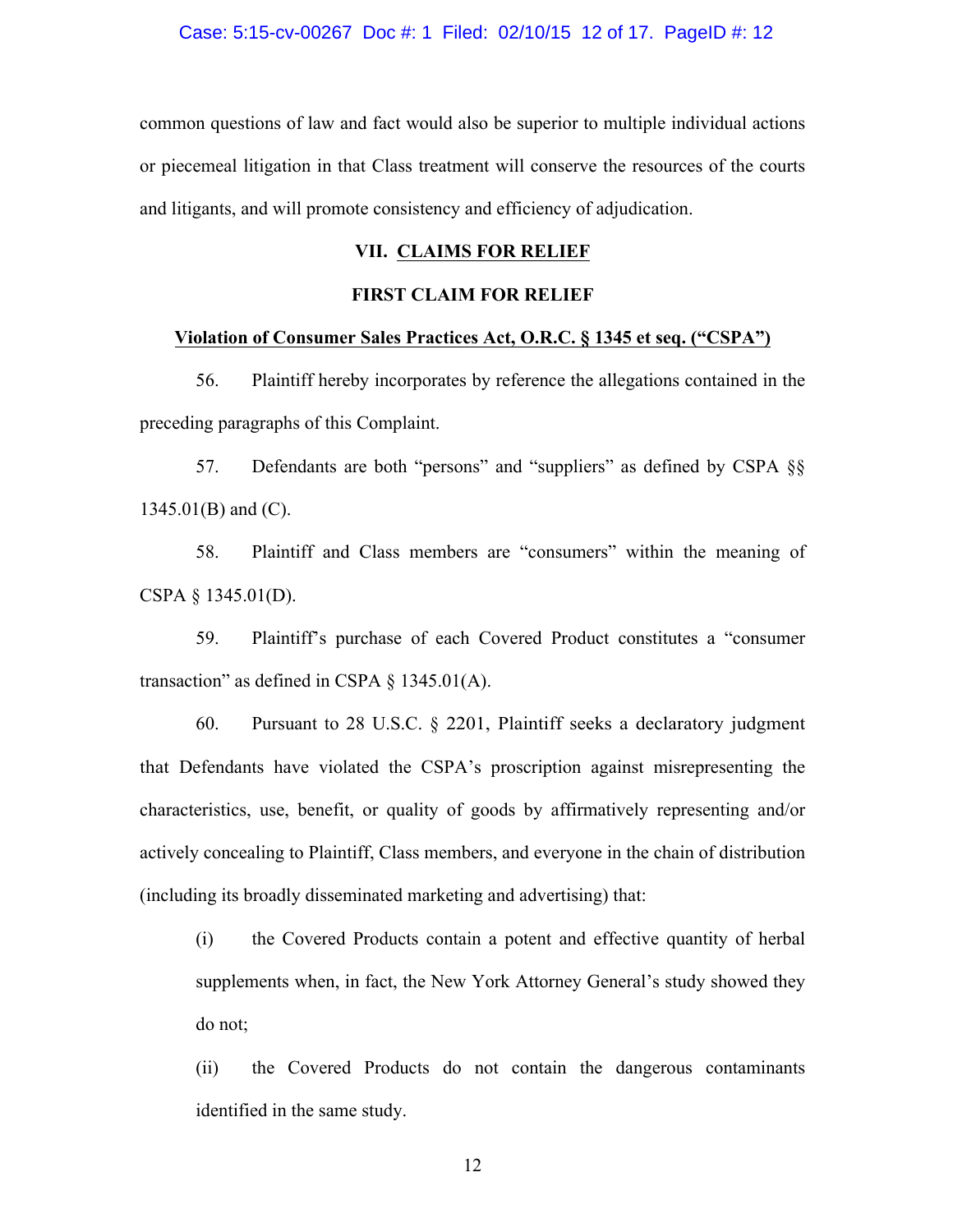common questions of law and fact would also be superior to multiple individual actions or piecemeal litigation in that Class treatment will conserve the resources of the courts and litigants, and will promote consistency and efficiency of adjudication.

## VII. CLAIMS FOR RELIEF

### FIRST CLAIM FOR RELIEF

**Violation of Consumer Sales Practices Act, O.R.C. § 1345 et seq. ("CSPA")**

56. Plaintiff hereby incorporates by reference the allegations contained in the preceding paragraphs of this Complaint.

57. Defendants are both "persons" and "suppliers" as defined by CSPA §§ 1345.01(B) and (C).

58. Plaintiff and Class members are "consumers" within the meaning of CSPA § 1345.01(D).

59. Plaintiff's purchase of each Covered Product constitutes a "consumer transaction" as defined in CSPA § 1345.01(A).

60. Pursuant to 28 U.S.C. § 2201, Plaintiff seeks a declaratory judgment that Defendants have violated the CSPA's proscription against misrepresenting the characteristics, use, benefit, or quality of goods by affirmatively representing and/or actively concealing to Plaintiff, Class members, and everyone in the chain of distribution (including its broadly disseminated marketing and advertising) that:

(i) the Covered Products contain a potent and effective quantity of herbal supplements when, in fact, the New York Attorney General's study showed they do not;

(ii) the Covered Products do not contain the dangerous contaminants identified in the same study.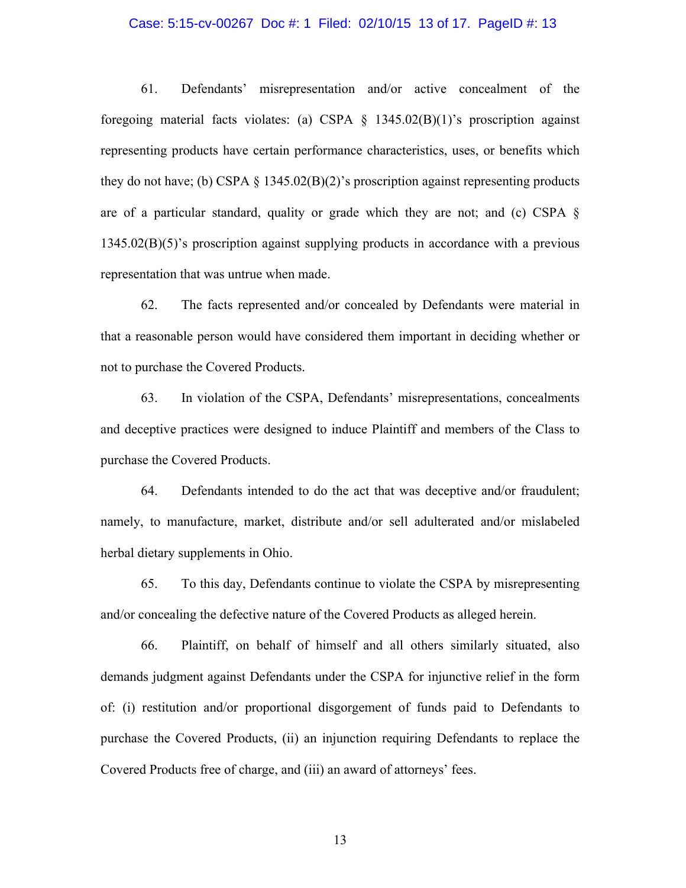61. Defendants' misrepresentation and/or active concealment of the foregoing material facts violates: (a) CSPA § 1345.02(B)(1)'s proscription against representing products have certain performance characteristics, uses, or benefits which they do not have; (b) CSPA § 1345.02(B)(2)'s proscription against representing products are of a particular standard, quality or grade which they are not; and (c) CSPA § 1345.02(B)(5)'s proscription against supplying products in accordance with a previous representation that was untrue when made.

62. The facts represented and/or concealed by Defendants were material in that a reasonable person would have considered them important in deciding whether or not to purchase the Covered Products.

63. In violation of the CSPA, Defendants' misrepresentations, concealments and deceptive practices were designed to induce Plaintiff and members of the Class to purchase the Covered Products.

64. Defendants intended to do the act that was deceptive and/or fraudulent; namely, to manufacture, market, distribute and/or sell adulterated and/or mislabeled herbal dietary supplements in Ohio.

65. To this day, Defendants continue to violate the CSPA by misrepresenting and/or concealing the defective nature of the Covered Products as alleged herein.

66. Plaintiff, on behalf of himself and all others similarly situated, also demands judgment against Defendants under the CSPA for injunctive relief in the form of: (i) restitution and/or proportional disgorgement of funds paid to Defendants to purchase the Covered Products, (ii) an injunction requiring Defendants to replace the Covered Products free of charge, and (iii) an award of attorneys' fees.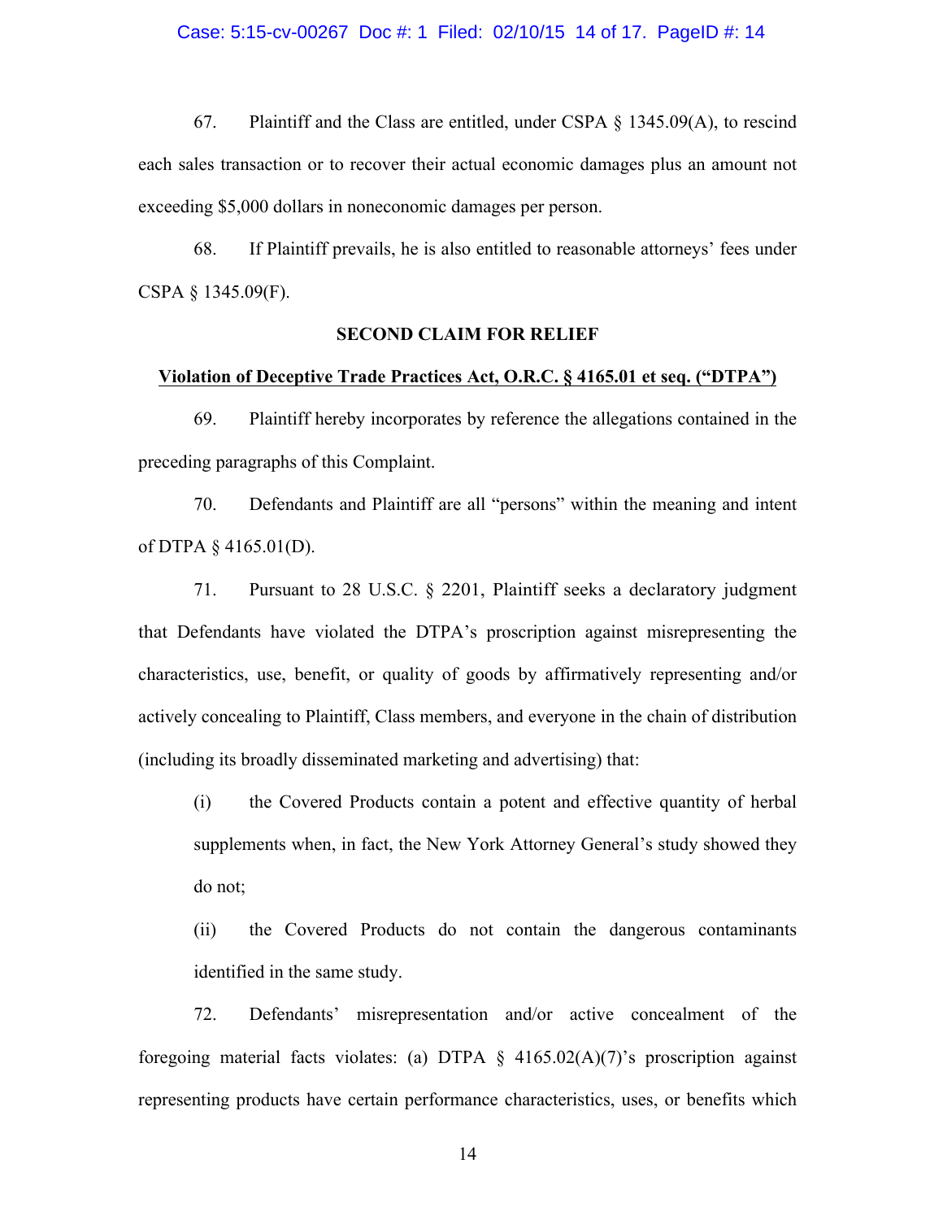67. Plaintiff and the Class are entitled, under CSPA § 1345.09(A), to rescind each sales transaction or to recover their actual economic damages plus an amount not exceeding $5,000 dollars in noneconomic damages per person.

68. If Plaintiff prevails, he is also entitled to reasonable attorneys' fees under CSPA § 1345.09(F).

**SECOND CLAIM FOR RELIEF**

**Violation of Deceptive Trade Practices Act, O.R.C. § 4165.01 et seq. ("DTPA")**

69. Plaintiff hereby incorporates by reference the allegations contained in the preceding paragraphs of this Complaint.

70. Defendants and Plaintiff are all "persons" within the meaning and intent of DTPA § 4165.01(D).

71. Pursuant to 28 U.S.C. § 2201, Plaintiff seeks a declaratory judgment that Defendants have violated the DTPA's proscription against misrepresenting the characteristics, use, benefit, or quality of goods by affirmatively representing and/or actively concealing to Plaintiff, Class members, and everyone in the chain of distribution (including its broadly disseminated marketing and advertising) that:

(i) the Covered Products contain a potent and effective quantity of herbal supplements when, in fact, the New York Attorney General's study showed they do not;

(ii) the Covered Products do not contain the dangerous contaminants identified in the same study.

72. Defendants' misrepresentation and/or active concealment of the foregoing material facts violates: (a) DTPA § 4165.02(A)(7)'s proscription against representing products have certain performance characteristics, uses, or benefits which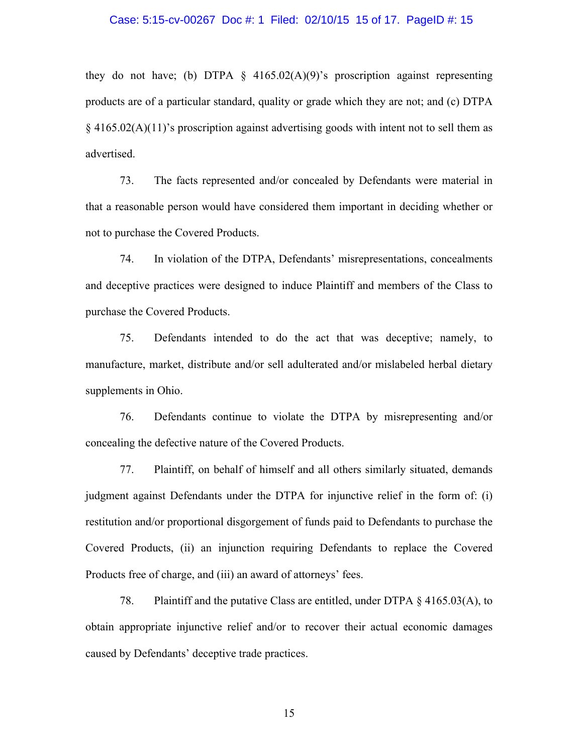they do not have; (b) DTPA § 4165.02(A)(9)'s proscription against representing products are of a particular standard, quality or grade which they are not; and (c) DTPA § 4165.02(A)(11)'s proscription against advertising goods with intent not to sell them as advertised.

73. The facts represented and/or concealed by Defendants were material in that a reasonable person would have considered them important in deciding whether or not to purchase the Covered Products.

74. In violation of the DTPA, Defendants' misrepresentations, concealments and deceptive practices were designed to induce Plaintiff and members of the Class to purchase the Covered Products.

75. Defendants intended to do the act that was deceptive; namely, to manufacture, market, distribute and/or sell adulterated and/or mislabeled herbal dietary supplements in Ohio.

76. Defendants continue to violate the DTPA by misrepresenting and/or concealing the defective nature of the Covered Products.

77. Plaintiff, on behalf of himself and all others similarly situated, demands judgment against Defendants under the DTPA for injunctive relief in the form of: (i) restitution and/or proportional disgorgement of funds paid to Defendants to purchase the Covered Products, (ii) an injunction requiring Defendants to replace the Covered Products free of charge, and (iii) an award of attorneys' fees.

78. Plaintiff and the putative Class are entitled, under DTPA § 4165.03(A), to obtain appropriate injunctive relief and/or to recover their actual economic damages caused by Defendants' deceptive trade practices.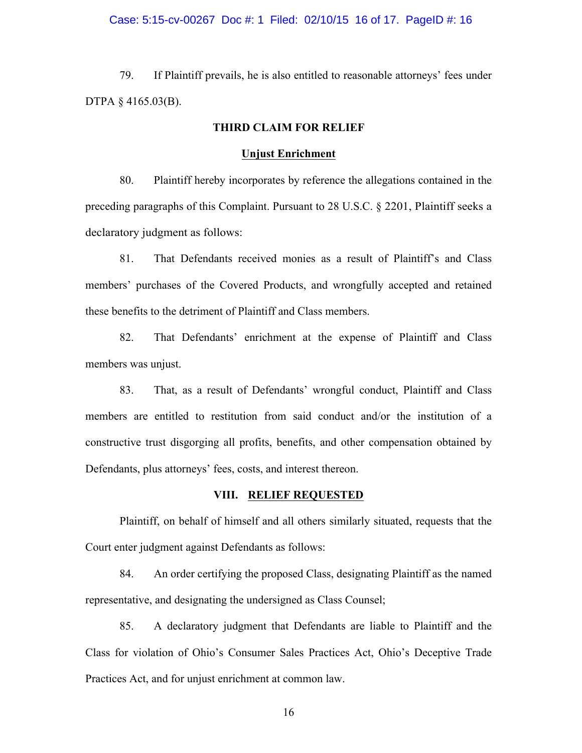79. If Plaintiff prevails, he is also entitled to reasonable attorneys' fees under DTPA § 4165.03(B).

**THIRD CLAIM FOR RELIEF**

**Unjust Enrichment**

80. Plaintiff hereby incorporates by reference the allegations contained in the preceding paragraphs of this Complaint. Pursuant to 28 U.S.C. § 2201, Plaintiff seeks a declaratory judgment as follows:

81. That Defendants received monies as a result of Plaintiff's and Class members' purchases of the Covered Products, and wrongfully accepted and retained these benefits to the detriment of Plaintiff and Class members.

82. That Defendants' enrichment at the expense of Plaintiff and Class members was unjust.

83. That, as a result of Defendants' wrongful conduct, Plaintiff and Class members are entitled to restitution from said conduct and/or the institution of a constructive trust disgorging all profits, benefits, and other compensation obtained by Defendants, plus attorneys' fees, costs, and interest thereon.

## VIII. RELIEF REQUESTED

Plaintiff, on behalf of himself and all others similarly situated, requests that the Court enter judgment against Defendants as follows:

84. An order certifying the proposed Class, designating Plaintiff as the named representative, and designating the undersigned as Class Counsel;

85. A declaratory judgment that Defendants are liable to Plaintiff and the Class for violation of Ohio's Consumer Sales Practices Act, Ohio's Deceptive Trade Practices Act, and for unjust enrichment at common law.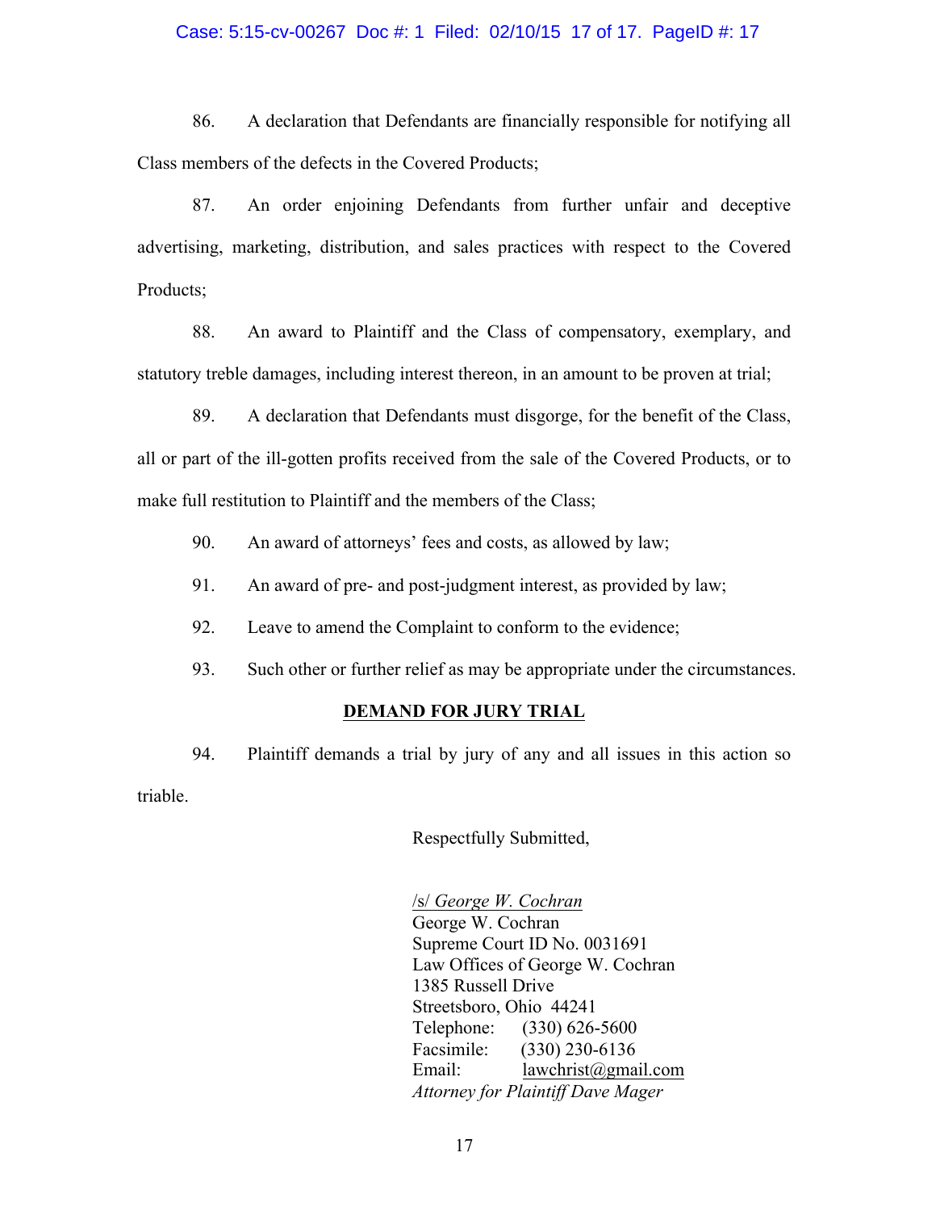86. A declaration that Defendants are financially responsible for notifying all Class members of the defects in the Covered Products;

87. An order enjoining Defendants from further unfair and deceptive advertising, marketing, distribution, and sales practices with respect to the Covered Products;

88. An award to Plaintiff and the Class of compensatory, exemplary, and statutory treble damages, including interest thereon, in an amount to be proven at trial;

89. A declaration that Defendants must disgorge, for the benefit of the Class, all or part of the ill-gotten profits received from the sale of the Covered Products, or to make full restitution to Plaintiff and the members of the Class;

90. An award of attorneys' fees and costs, as allowed by law;

91. An award of pre- and post-judgment interest, as provided by law;

92. Leave to amend the Complaint to conform to the evidence;

93. Such other or further relief as may be appropriate under the circumstances.

**DEMAND FOR JURY TRIAL**

94. Plaintiff demands a trial by jury of any and all issues in this action so triable.

Respectfully Submitted,

/s/ *George W. Cochran*
George W. Cochran
Supreme Court ID No. 0031691
Law Offices of George W. Cochran
1385 Russell Drive
Streetsboro, Ohio 44241
Telephone: (330) 626-5600
Facsimile: (330) 230-6136
Email: lawchrist@gmail.com
*Attorney for Plaintiff Dave Mager*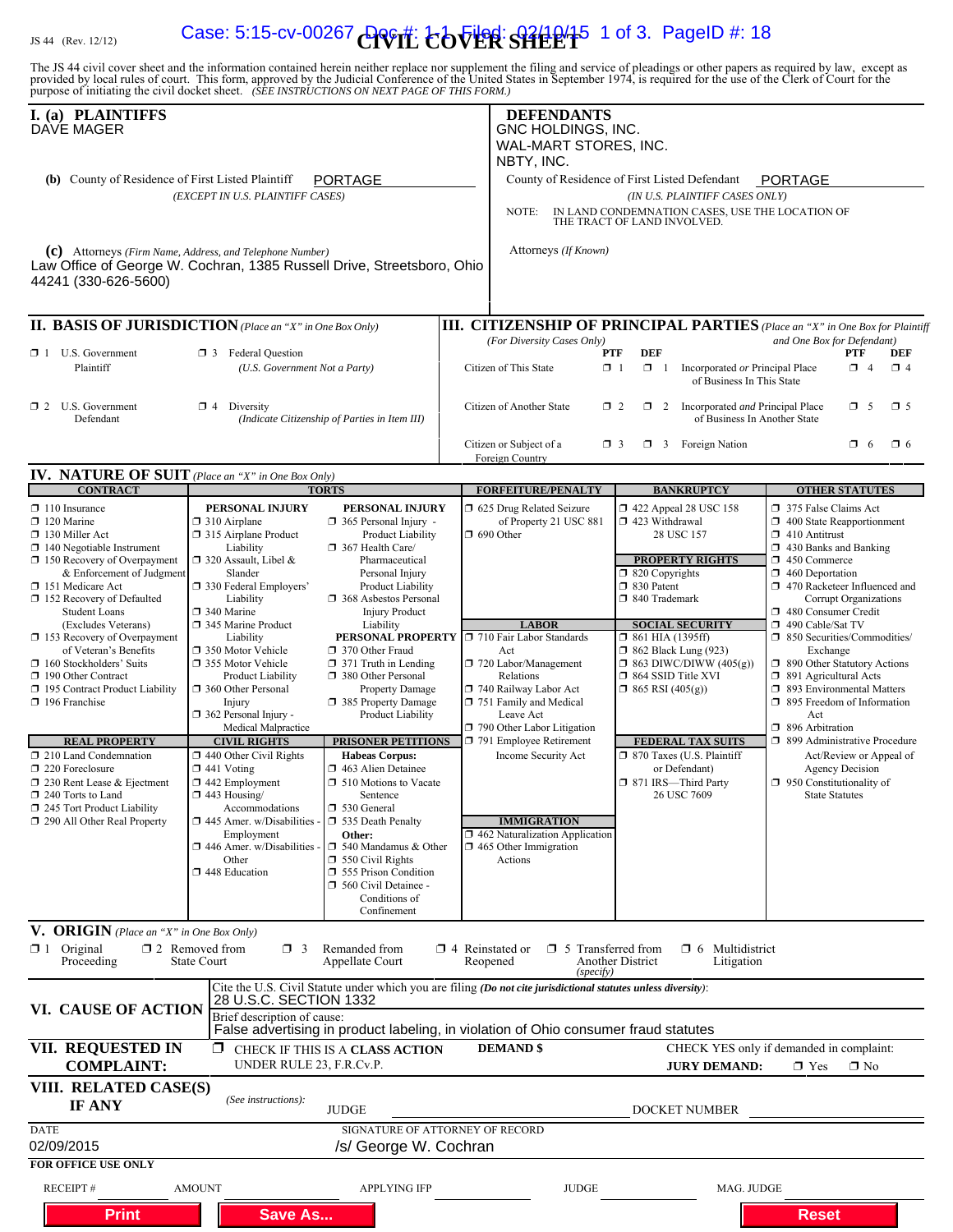JS 44 (Rev. 12/12)

# CIVIL COVER SHEET

The JS 44 civil cover sheet and the information contained herein neither replace nor supplement the filing and service of pleadings or other papers as required by law, except as provided by local rules of court. This form, approved by the Judicial Conference of the United States in September 1974, is required for the use of the Clerk of Court for the purpose of initiating the civil docket sheet. *(SEE INSTRUCTIONS ON NEXT PAGE OF THIS FORM.)*

**I. (a) PLAINTIFFS**
DAVE MAGER

**DEFENDANTS**
GNC HOLDINGS, INC.
WAL-MART STORES, INC.
NBTY, INC.

**(b)** County of Residence of First Listed Plaintiff: PORTAGE
*(EXCEPT IN U.S. PLAINTIFF CASES)*

County of Residence of First Listed Defendant: PORTAGE
*(IN U.S. PLAINTIFF CASES ONLY)*

NOTE: IN LAND CONDEMNATION CASES, USE THE LOCATION OF THE TRACT OF LAND INVOLVED.

**(c)** Attorneys *(Firm Name, Address, and Telephone Number)*
Law Office of George W. Cochran, 1385 Russell Drive, Streetsboro, Ohio 44241 (330-626-5600)

Attorneys *(If Known)*

**II. BASIS OF JURISDICTION** *(Place an "X" in One Box Only)*

- ☐ 1 U.S. Government Plaintiff
- ☐ 3 Federal Question *(U.S. Government Not a Party)*
- ☐ 2 U.S. Government Defendant
- ☐ 4 Diversity *(Indicate Citizenship of Parties in Item III)*

**III. CITIZENSHIP OF PRINCIPAL PARTIES** *(Place an "X" in One Box for Plaintiff and One Box for Defendant)* *(For Diversity Cases Only)*

| | PTF | DEF | | PTF | DEF |
|---|---|---|---|---|---|
| Citizen of This State | ☐ 1 | ☐ 1 | Incorporated *or* Principal Place of Business In This State | ☐ 4 | ☐ 4 |
| Citizen of Another State | ☐ 2 | ☐ 2 | Incorporated *and* Principal Place of Business In Another State | ☐ 5 | ☐ 5 |
| Citizen or Subject of a Foreign Country | ☐ 3 | ☐ 3 | Foreign Nation | ☐ 6 | ☐ 6 |

**IV. NATURE OF SUIT** *(Place an "X" in One Box Only)*

**CONTRACT**
- ☐ 110 Insurance
- ☐ 120 Marine
- ☐ 130 Miller Act
- ☐ 140 Negotiable Instrument
- ☐ 150 Recovery of Overpayment & Enforcement of Judgment
- ☐ 151 Medicare Act
- ☐ 152 Recovery of Defaulted Student Loans (Excludes Veterans)
- ☐ 153 Recovery of Overpayment of Veteran's Benefits
- ☐ 160 Stockholders' Suits
- ☐ 190 Other Contract
- ☐ 195 Contract Product Liability
- ☐ 196 Franchise

**REAL PROPERTY**
- ☐ 210 Land Condemnation
- ☐ 220 Foreclosure
- ☐ 230 Rent Lease & Ejectment
- ☐ 240 Torts to Land
- ☐ 245 Tort Product Liability
- ☐ 290 All Other Real Property

**TORTS**

PERSONAL INJURY
- ☐ 310 Airplane
- ☐ 315 Airplane Product Liability
- ☐ 320 Assault, Libel & Slander
- ☐ 330 Federal Employers' Liability
- ☐ 340 Marine
- ☐ 345 Marine Product Liability
- ☐ 350 Motor Vehicle
- ☐ 355 Motor Vehicle Product Liability
- ☐ 360 Other Personal Injury
- ☐ 362 Personal Injury - Medical Malpractice

PERSONAL INJURY
- ☐ 365 Personal Injury - Product Liability
- ☐ 367 Health Care/ Pharmaceutical Personal Injury Product Liability
- ☐ 368 Asbestos Personal Injury Product Liability

PERSONAL PROPERTY
- ☐ 370 Other Fraud
- ☐ 371 Truth in Lending
- ☐ 380 Other Personal Property Damage
- ☐ 385 Property Damage Product Liability

**CIVIL RIGHTS**
- ☐ 440 Other Civil Rights
- ☐ 441 Voting
- ☐ 442 Employment
- ☐ 443 Housing/ Accommodations
- ☐ 445 Amer. w/Disabilities - Employment
- ☐ 446 Amer. w/Disabilities - Other
- ☐ 448 Education

**PRISONER PETITIONS**

Habeas Corpus:
- ☐ 463 Alien Detainee
- ☐ 510 Motions to Vacate Sentence
- ☐ 530 General
- ☐ 535 Death Penalty

Other:
- ☐ 540 Mandamus & Other
- ☐ 550 Civil Rights
- ☐ 555 Prison Condition
- ☐ 560 Civil Detainee - Conditions of Confinement

**FORFEITURE/PENALTY**
- ☐ 625 Drug Related Seizure of Property 21 USC 881
- ☐ 690 Other

**LABOR**
- ☐ 710 Fair Labor Standards Act
- ☐ 720 Labor/Management Relations
- ☐ 740 Railway Labor Act
- ☐ 751 Family and Medical Leave Act
- ☐ 790 Other Labor Litigation
- ☐ 791 Employee Retirement Income Security Act

**IMMIGRATION**
- ☐ 462 Naturalization Application
- ☐ 465 Other Immigration Actions

**BANKRUPTCY**
- ☐ 422 Appeal 28 USC 158
- ☐ 423 Withdrawal 28 USC 157

**PROPERTY RIGHTS**
- ☐ 820 Copyrights
- ☐ 830 Patent
- ☐ 840 Trademark

**SOCIAL SECURITY**
- ☐ 861 HIA (1395ff)
- ☐ 862 Black Lung (923)
- ☐ 863 DIWC/DIWW (405(g))
- ☐ 864 SSID Title XVI
- ☐ 865 RSI (405(g))

**FEDERAL TAX SUITS**
- ☐ 870 Taxes (U.S. Plaintiff or Defendant)
- ☐ 871 IRS—Third Party 26 USC 7609

**OTHER STATUTES**
- ☐ 375 False Claims Act
- ☐ 400 State Reapportionment
- ☐ 410 Antitrust
- ☐ 430 Banks and Banking
- ☐ 450 Commerce
- ☐ 460 Deportation
- ☐ 470 Racketeer Influenced and Corrupt Organizations
- ☐ 480 Consumer Credit
- ☐ 490 Cable/Sat TV
- ☐ 850 Securities/Commodities/ Exchange
- ☐ 890 Other Statutory Actions
- ☐ 891 Agricultural Acts
- ☐ 893 Environmental Matters
- ☐ 895 Freedom of Information Act
- ☐ 896 Arbitration
- ☐ 899 Administrative Procedure Act/Review or Appeal of Agency Decision
- ☐ 950 Constitutionality of State Statutes

**V. ORIGIN** *(Place an "X" in One Box Only)*

- ☐ 1 Original Proceeding
- ☐ 2 Removed from State Court
- ☐ 3 Remanded from Appellate Court
- ☐ 4 Reinstated or Reopened
- ☐ 5 Transferred from Another District *(specify)*
- ☐ 6 Multidistrict Litigation

**VI. CAUSE OF ACTION**

Cite the U.S. Civil Statute under which you are filing *(Do not cite jurisdictional statutes unless diversity)*:
28 U.S.C. SECTION 1332

Brief description of cause:
False advertising in product labeling, in violation of Ohio consumer fraud statutes

**VII. REQUESTED IN COMPLAINT:**
☐ CHECK IF THIS IS A **CLASS ACTION** UNDER RULE 23, F.R.Cv.P.
**DEMAND $**
CHECK YES only if demanded in complaint:
**JURY DEMAND:** ☐ Yes ☐ No

**VIII. RELATED CASE(S) IF ANY** *(See instructions)*:
JUDGE
DOCKET NUMBER

DATE: 02/09/2015
SIGNATURE OF ATTORNEY OF RECORD: /s/ George W. Cochran

**FOR OFFICE USE ONLY**

RECEIPT # AMOUNT APPLYING IFP JUDGE MAG. JUDGE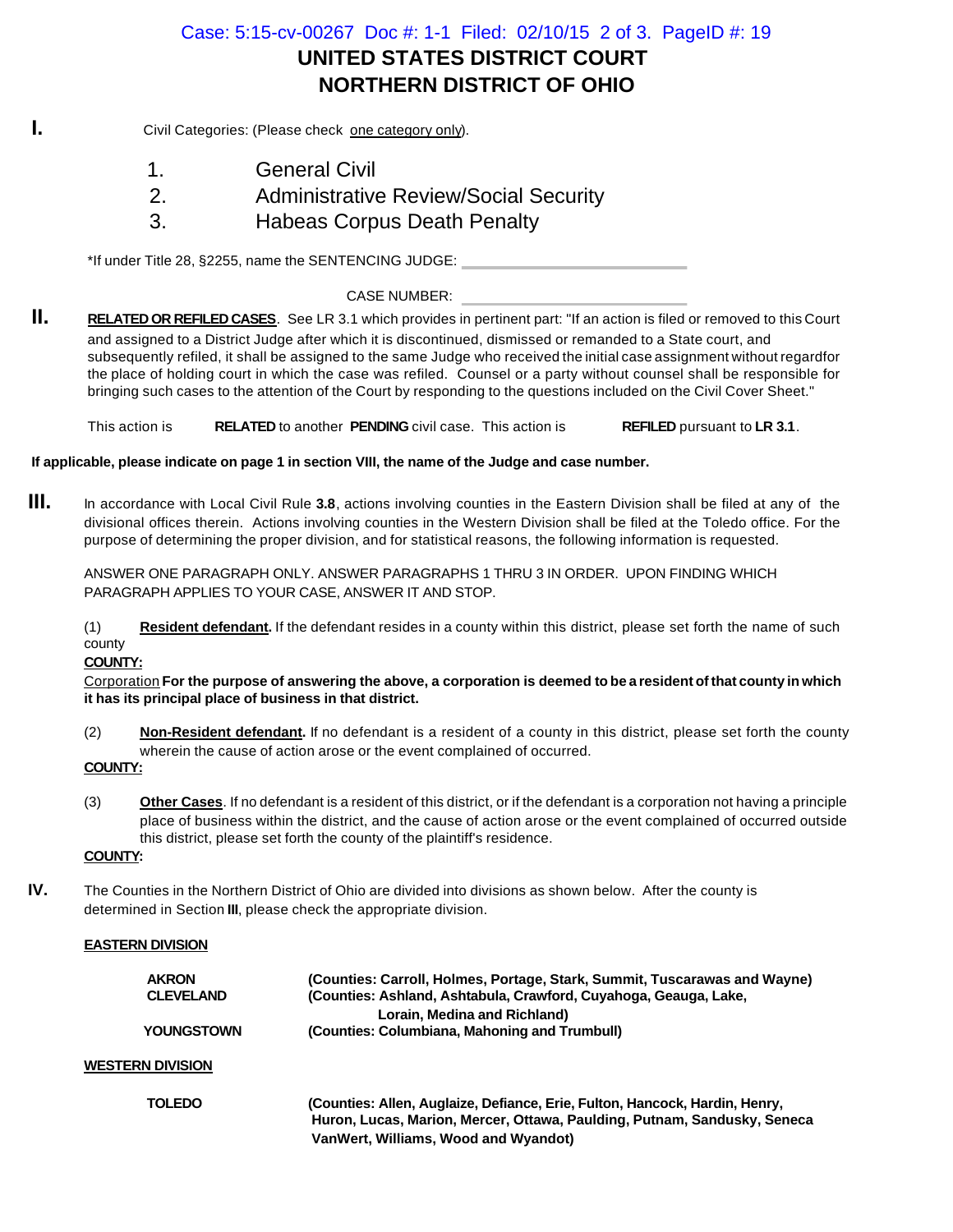Case: 5:15-cv-00267 Doc #: 1-1 Filed: 02/10/15 2 of 3. PageID #: 19

# UNITED STATES DISTRICT COURT
# NORTHERN DISTRICT OF OHIO

**I.** Civil Categories: (Please check one category only).

1. General Civil
2. Administrative Review/Social Security
3. Habeas Corpus Death Penalty

*If under Title 28, §2255, name the SENTENCING JUDGE: ______________________

CASE NUMBER: ______________________

**II.** **RELATED OR REFILED CASES**. See LR 3.1 which provides in pertinent part: "If an action is filed or removed to this Court and assigned to a District Judge after which it is discontinued, dismissed or remanded to a State court, and subsequently refiled, it shall be assigned to the same Judge who received the initial case assignment without regardfor the place of holding court in which the case was refiled. Counsel or a party without counsel shall be responsible for bringing such cases to the attention of the Court by responding to the questions included on the Civil Cover Sheet."

This action is **RELATED** to another **PENDING** civil case. This action is **REFILED** pursuant to **LR 3.1**.

**If applicable, please indicate on page 1 in section VIII, the name of the Judge and case number.**

**III.** In accordance with Local Civil Rule **3.8**, actions involving counties in the Eastern Division shall be filed at any of the divisional offices therein. Actions involving counties in the Western Division shall be filed at the Toledo office. For the purpose of determining the proper division, and for statistical reasons, the following information is requested.

ANSWER ONE PARAGRAPH ONLY. ANSWER PARAGRAPHS 1 THRU 3 IN ORDER. UPON FINDING WHICH PARAGRAPH APPLIES TO YOUR CASE, ANSWER IT AND STOP.

(1) **Resident defendant.** If the defendant resides in a county within this district, please set forth the name of such county

**COUNTY:**

Corporation **For the purpose of answering the above, a corporation is deemed to be a resident of that county in which it has its principal place of business in that district.**

(2) **Non-Resident defendant.** If no defendant is a resident of a county in this district, please set forth the county wherein the cause of action arose or the event complained of occurred.

**COUNTY:**

(3) **Other Cases**. If no defendant is a resident of this district, or if the defendant is a corporation not having a principle place of business within the district, and the cause of action arose or the event complained of occurred outside this district, please set forth the county of the plaintiff's residence.

**COUNTY:**

**IV.** The Counties in the Northern District of Ohio are divided into divisions as shown below. After the county is determined in Section **III**, please check the appropriate division.

**EASTERN DIVISION**

| | |
|---|---|
| **AKRON** | **(Counties: Carroll, Holmes, Portage, Stark, Summit, Tuscarawas and Wayne)** |
| **CLEVELAND** | **(Counties: Ashland, Ashtabula, Crawford, Cuyahoga, Geauga, Lake, Lorain, Medina and Richland)** |
| **YOUNGSTOWN** | **(Counties: Columbiana, Mahoning and Trumbull)** |

**WESTERN DIVISION**

| | |
|---|---|
| **TOLEDO** | **(Counties: Allen, Auglaize, Defiance, Erie, Fulton, Hancock, Hardin, Henry, Huron, Lucas, Marion, Mercer, Ottawa, Paulding, Putnam, Sandusky, Seneca VanWert, Williams, Wood and Wyandot)** |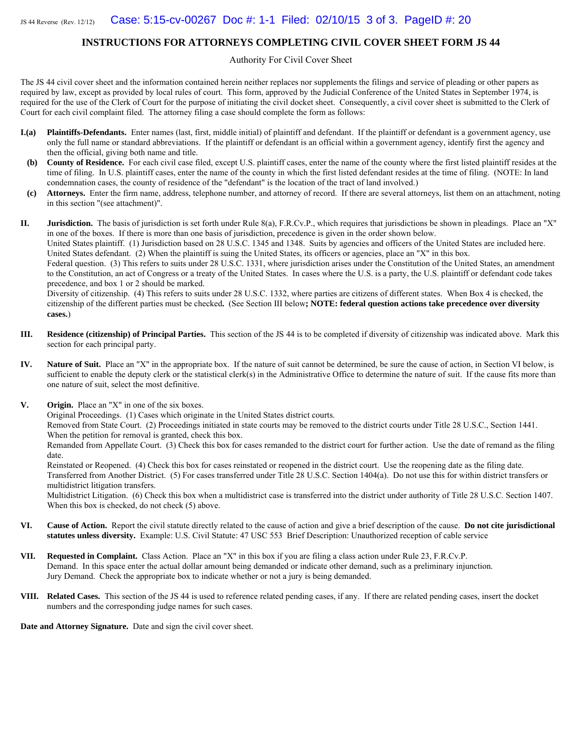# INSTRUCTIONS FOR ATTORNEYS COMPLETING CIVIL COVER SHEET FORM JS 44

Authority For Civil Cover Sheet

The JS 44 civil cover sheet and the information contained herein neither replaces nor supplements the filings and service of pleading or other papers as required by law, except as provided by local rules of court. This form, approved by the Judicial Conference of the United States in September 1974, is required for the use of the Clerk of Court for the purpose of initiating the civil docket sheet. Consequently, a civil cover sheet is submitted to the Clerk of Court for each civil complaint filed. The attorney filing a case should complete the form as follows:

**I.(a)** **Plaintiffs-Defendants.** Enter names (last, first, middle initial) of plaintiff and defendant. If the plaintiff or defendant is a government agency, use only the full name or standard abbreviations. If the plaintiff or defendant is an official within a government agency, identify first the agency and then the official, giving both name and title.

**(b)** **County of Residence.** For each civil case filed, except U.S. plaintiff cases, enter the name of the county where the first listed plaintiff resides at the time of filing. In U.S. plaintiff cases, enter the name of the county in which the first listed defendant resides at the time of filing. (NOTE: In land condemnation cases, the county of residence of the "defendant" is the location of the tract of land involved.)

**(c)** **Attorneys.** Enter the firm name, address, telephone number, and attorney of record. If there are several attorneys, list them on an attachment, noting in this section "(see attachment)".

**II.** **Jurisdiction.** The basis of jurisdiction is set forth under Rule 8(a), F.R.Cv.P., which requires that jurisdictions be shown in pleadings. Place an "X" in one of the boxes. If there is more than one basis of jurisdiction, precedence is given in the order shown below.
United States plaintiff. (1) Jurisdiction based on 28 U.S.C. 1345 and 1348. Suits by agencies and officers of the United States are included here.
United States defendant. (2) When the plaintiff is suing the United States, its officers or agencies, place an "X" in this box.
Federal question. (3) This refers to suits under 28 U.S.C. 1331, where jurisdiction arises under the Constitution of the United States, an amendment to the Constitution, an act of Congress or a treaty of the United States. In cases where the U.S. is a party, the U.S. plaintiff or defendant code takes precedence, and box 1 or 2 should be marked.
Diversity of citizenship. (4) This refers to suits under 28 U.S.C. 1332, where parties are citizens of different states. When Box 4 is checked, the citizenship of the different parties must be checked**.** (See Section III below**; NOTE: federal question actions take precedence over diversity cases.**)

**III.** **Residence (citizenship) of Principal Parties.** This section of the JS 44 is to be completed if diversity of citizenship was indicated above. Mark this section for each principal party.

**IV.** **Nature of Suit.** Place an "X" in the appropriate box. If the nature of suit cannot be determined, be sure the cause of action, in Section VI below, is sufficient to enable the deputy clerk or the statistical clerk(s) in the Administrative Office to determine the nature of suit. If the cause fits more than one nature of suit, select the most definitive.

**V.** **Origin.** Place an "X" in one of the six boxes.
Original Proceedings. (1) Cases which originate in the United States district courts.
Removed from State Court. (2) Proceedings initiated in state courts may be removed to the district courts under Title 28 U.S.C., Section 1441. When the petition for removal is granted, check this box.
Remanded from Appellate Court. (3) Check this box for cases remanded to the district court for further action. Use the date of remand as the filing date.
Reinstated or Reopened. (4) Check this box for cases reinstated or reopened in the district court. Use the reopening date as the filing date.
Transferred from Another District. (5) For cases transferred under Title 28 U.S.C. Section 1404(a). Do not use this for within district transfers or multidistrict litigation transfers.
Multidistrict Litigation. (6) Check this box when a multidistrict case is transferred into the district under authority of Title 28 U.S.C. Section 1407. When this box is checked, do not check (5) above.

**VI.** **Cause of Action.** Report the civil statute directly related to the cause of action and give a brief description of the cause. **Do not cite jurisdictional statutes unless diversity.** Example: U.S. Civil Statute: 47 USC 553 Brief Description: Unauthorized reception of cable service

**VII.** **Requested in Complaint.** Class Action. Place an "X" in this box if you are filing a class action under Rule 23, F.R.Cv.P.
Demand. In this space enter the actual dollar amount being demanded or indicate other demand, such as a preliminary injunction.
Jury Demand. Check the appropriate box to indicate whether or not a jury is being demanded.

**VIII.** **Related Cases.** This section of the JS 44 is used to reference related pending cases, if any. If there are related pending cases, insert the docket numbers and the corresponding judge names for such cases.

**Date and Attorney Signature.** Date and sign the civil cover sheet.